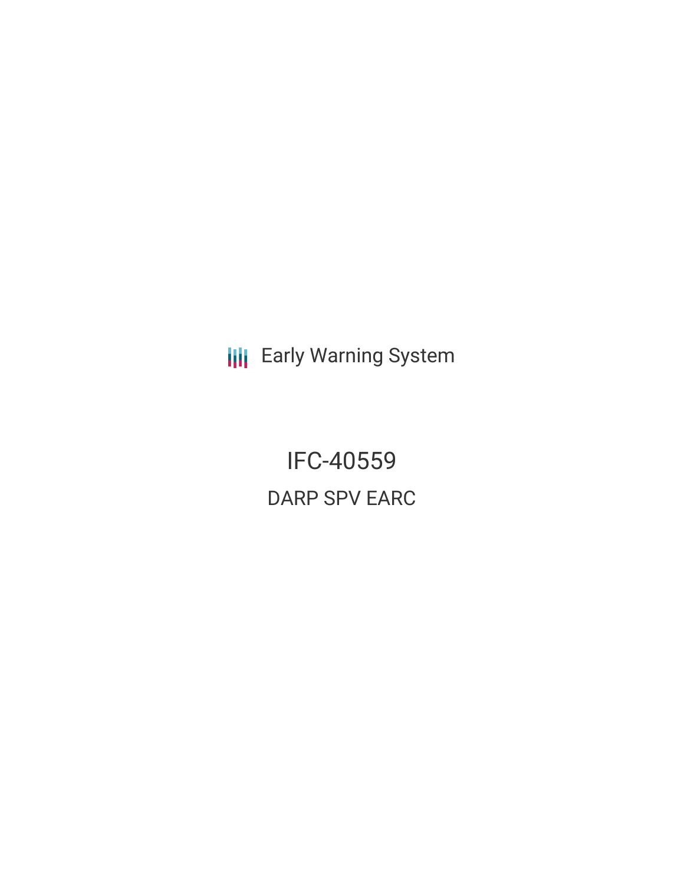Early Warning System

# IFC-40559

## DARP SPV EARC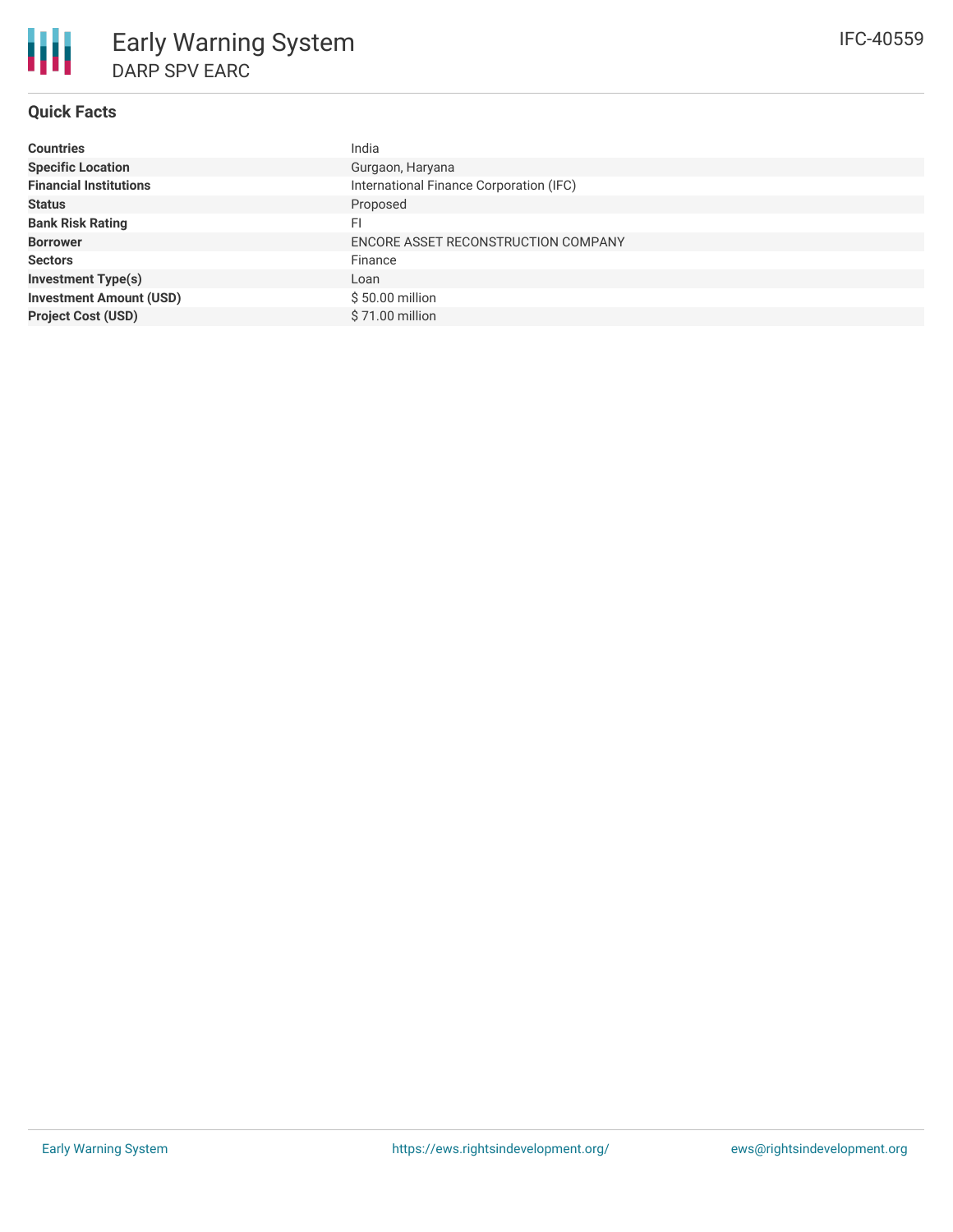# Early Warning System

## DARP SPV EARC

IFC-40559

### Quick Facts

| | |
|---|---|
| **Countries** | India |
| **Specific Location** | Gurgaon, Haryana |
| **Financial Institutions** | International Finance Corporation (IFC) |
| **Status** | Proposed |
| **Bank Risk Rating** | FI |
| **Borrower** | ENCORE ASSET RECONSTRUCTION COMPANY |
| **Sectors** | Finance |
| **Investment Type(s)** | Loan |
| **Investment Amount (USD)** | $ 50.00 million |
| **Project Cost (USD)** | $ 71.00 million |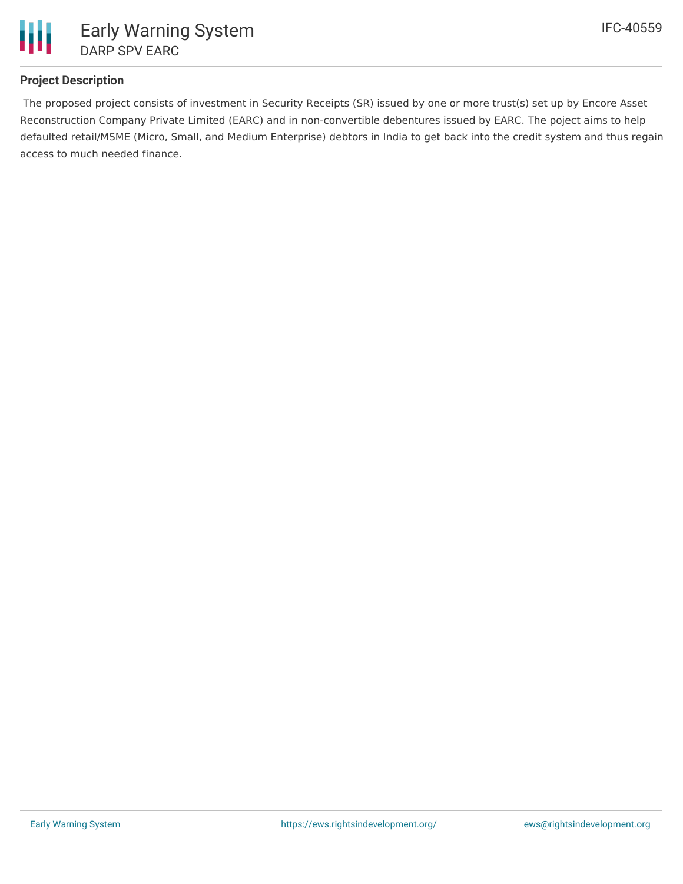## Project Description

The proposed project consists of investment in Security Receipts (SR) issued by one or more trust(s) set up by Encore Asset Reconstruction Company Private Limited (EARC) and in non-convertible debentures issued by EARC. The poject aims to help defaulted retail/MSME (Micro, Small, and Medium Enterprise) debtors in India to get back into the credit system and thus regain access to much needed finance.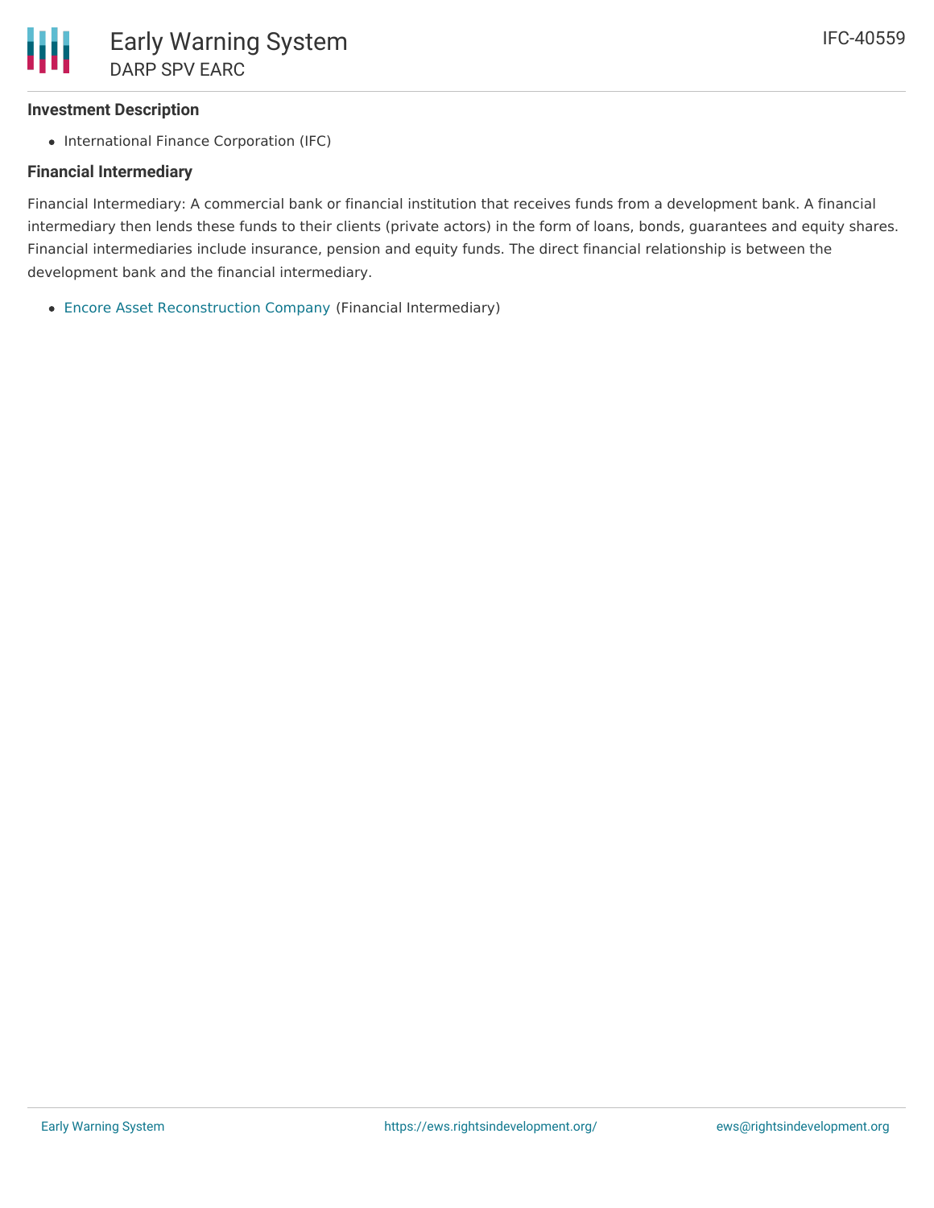### Investment Description

- International Finance Corporation (IFC)

### Financial Intermediary

Financial Intermediary: A commercial bank or financial institution that receives funds from a development bank. A financial intermediary then lends these funds to their clients (private actors) in the form of loans, bonds, guarantees and equity shares. Financial intermediaries include insurance, pension and equity funds. The direct financial relationship is between the development bank and the financial intermediary.

- Encore Asset Reconstruction Company (Financial Intermediary)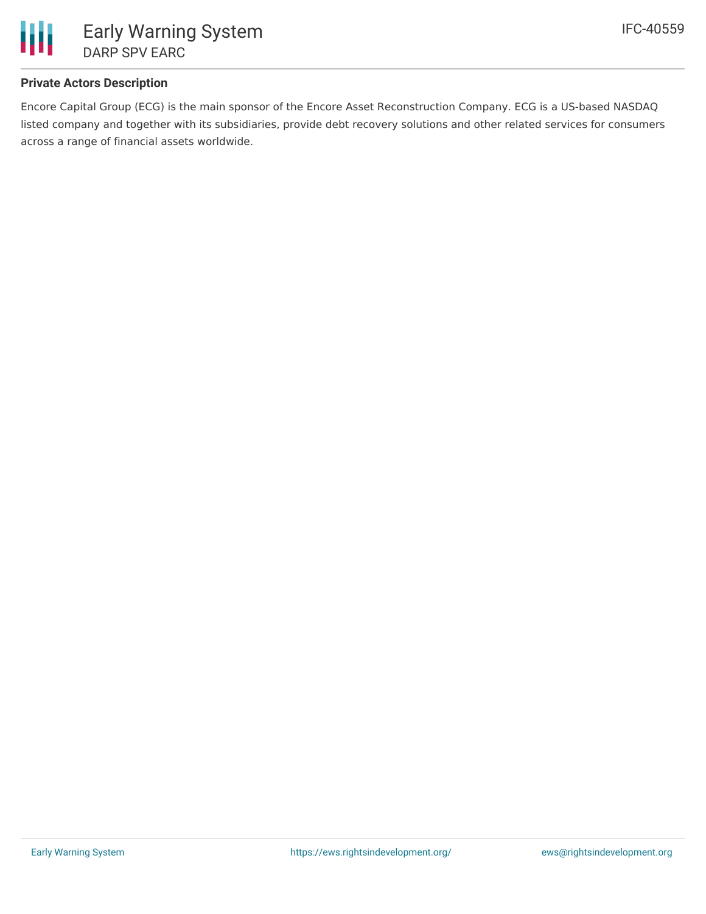## Private Actors Description

Encore Capital Group (ECG) is the main sponsor of the Encore Asset Reconstruction Company. ECG is a US-based NASDAQ listed company and together with its subsidiaries, provide debt recovery solutions and other related services for consumers across a range of financial assets worldwide.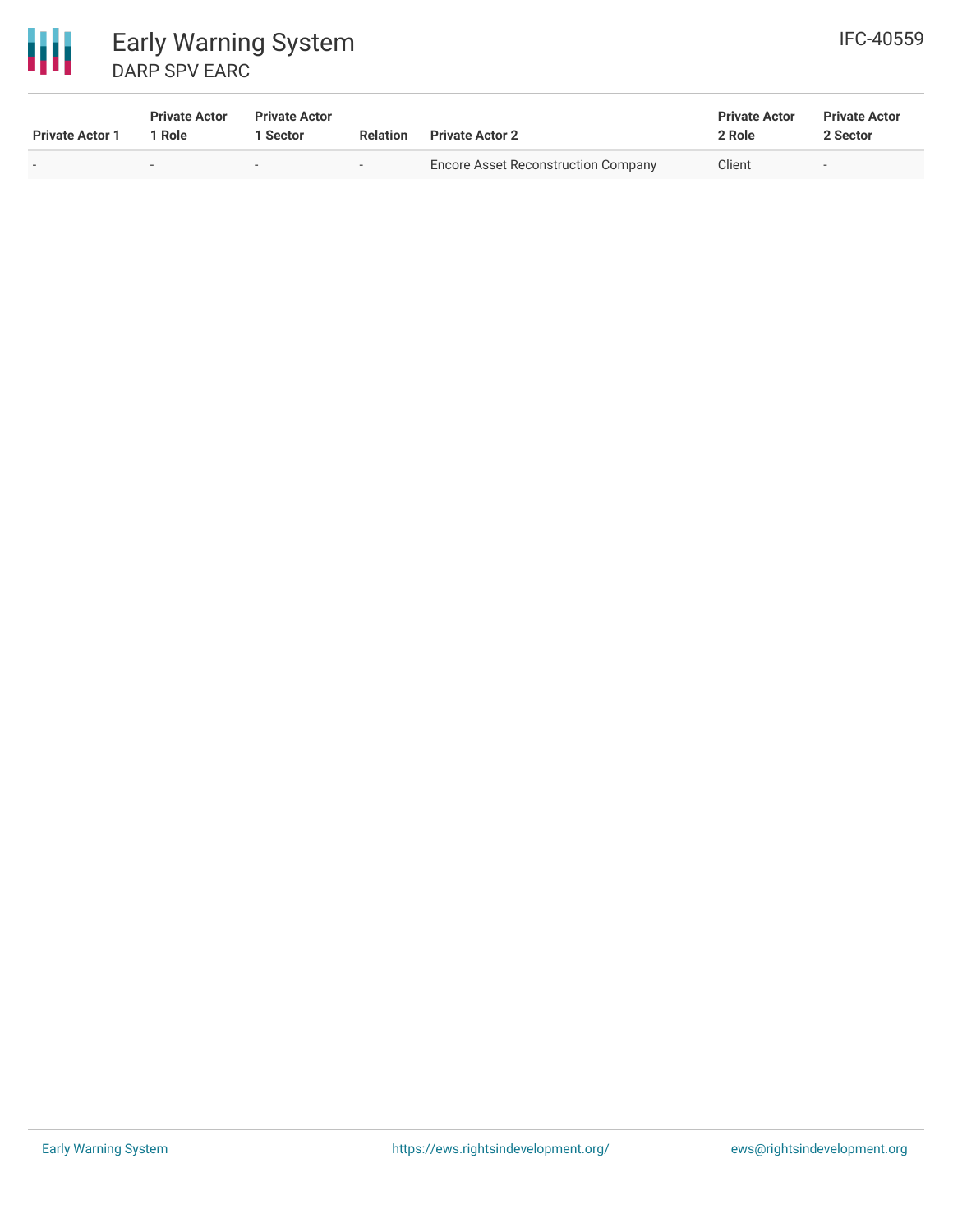| Private Actor 1 | Private Actor 1 Role | Private Actor 1 Sector | Relation | Private Actor 2 | Private Actor 2 Role | Private Actor 2 Sector |
| --- | --- | --- | --- | --- | --- | --- |
| - | - | - | - | Encore Asset Reconstruction Company | Client | - |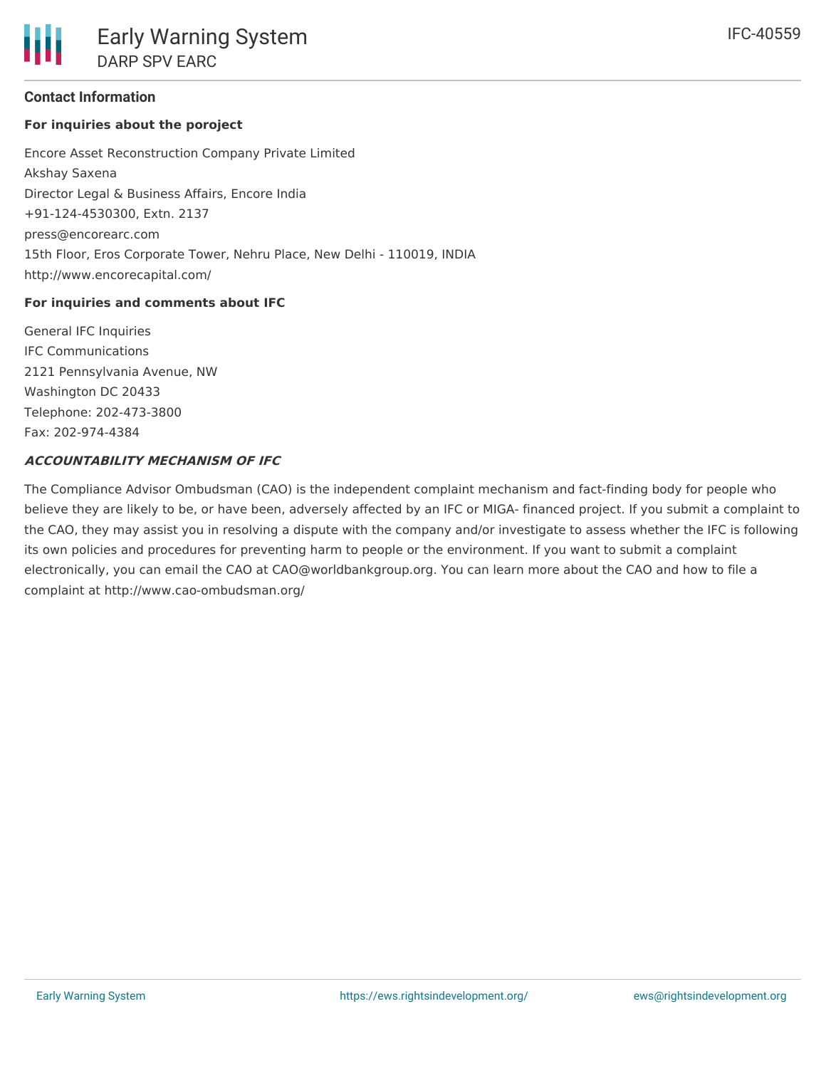## Contact Information

**For inquiries about the poroject**

Encore Asset Reconstruction Company Private Limited
Akshay Saxena
Director Legal & Business Affairs, Encore India
+91-124-4530300, Extn. 2137
press@encorearc.com
15th Floor, Eros Corporate Tower, Nehru Place, New Delhi - 110019, INDIA
http://www.encorecapital.com/

**For inquiries and comments about IFC**

General IFC Inquiries
IFC Communications
2121 Pennsylvania Avenue, NW
Washington DC 20433
Telephone: 202-473-3800
Fax: 202-974-4384

***ACCOUNTABILITY MECHANISM OF IFC***

The Compliance Advisor Ombudsman (CAO) is the independent complaint mechanism and fact-finding body for people who believe they are likely to be, or have been, adversely affected by an IFC or MIGA- financed project. If you submit a complaint to the CAO, they may assist you in resolving a dispute with the company and/or investigate to assess whether the IFC is following its own policies and procedures for preventing harm to people or the environment. If you want to submit a complaint electronically, you can email the CAO at CAO@worldbankgroup.org. You can learn more about the CAO and how to file a complaint at http://www.cao-ombudsman.org/